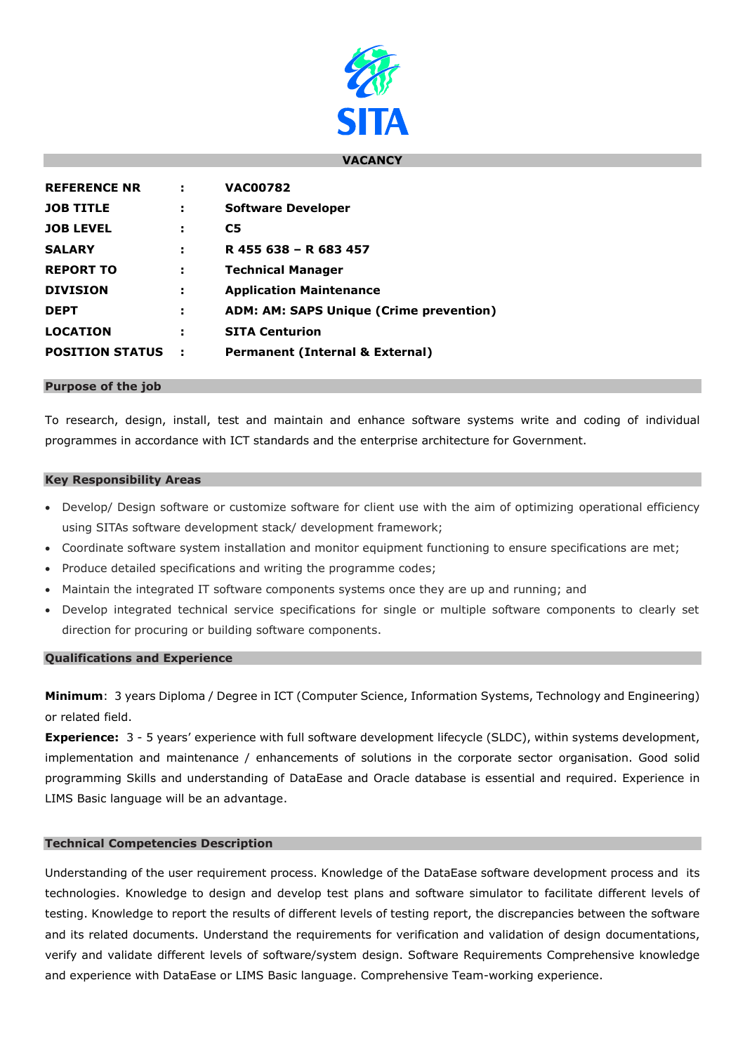SITA

## VACANCY

| | | |
|---|---|---|
| **REFERENCE NR** | **:** | **VAC00782** |
| **JOB TITLE** | **:** | **Software Developer** |
| **JOB LEVEL** | **:** | **C5** |
| **SALARY** | **:** | **R 455 638 – R 683 457** |
| **REPORT TO** | **:** | **Technical Manager** |
| **DIVISION** | **:** | **Application Maintenance** |
| **DEPT** | **:** | **ADM: AM: SAPS Unique (Crime prevention)** |
| **LOCATION** | **:** | **SITA Centurion** |
| **POSITION STATUS** | **:** | **Permanent (Internal & External)** |

### Purpose of the job

To research, design, install, test and maintain and enhance software systems write and coding of individual programmes in accordance with ICT standards and the enterprise architecture for Government.

### Key Responsibility Areas

- Develop/ Design software or customize software for client use with the aim of optimizing operational efficiency using SITAs software development stack/ development framework;
- Coordinate software system installation and monitor equipment functioning to ensure specifications are met;
- Produce detailed specifications and writing the programme codes;
- Maintain the integrated IT software components systems once they are up and running; and
- Develop integrated technical service specifications for single or multiple software components to clearly set direction for procuring or building software components.

### Qualifications and Experience

**Minimum**: 3 years Diploma / Degree in ICT (Computer Science, Information Systems, Technology and Engineering) or related field.

**Experience:** 3 - 5 years' experience with full software development lifecycle (SLDC), within systems development, implementation and maintenance / enhancements of solutions in the corporate sector organisation. Good solid programming Skills and understanding of DataEase and Oracle database is essential and required. Experience in LIMS Basic language will be an advantage.

### Technical Competencies Description

Understanding of the user requirement process. Knowledge of the DataEase software development process and its technologies. Knowledge to design and develop test plans and software simulator to facilitate different levels of testing. Knowledge to report the results of different levels of testing report, the discrepancies between the software and its related documents. Understand the requirements for verification and validation of design documentations, verify and validate different levels of software/system design. Software Requirements Comprehensive knowledge and experience with DataEase or LIMS Basic language. Comprehensive Team-working experience.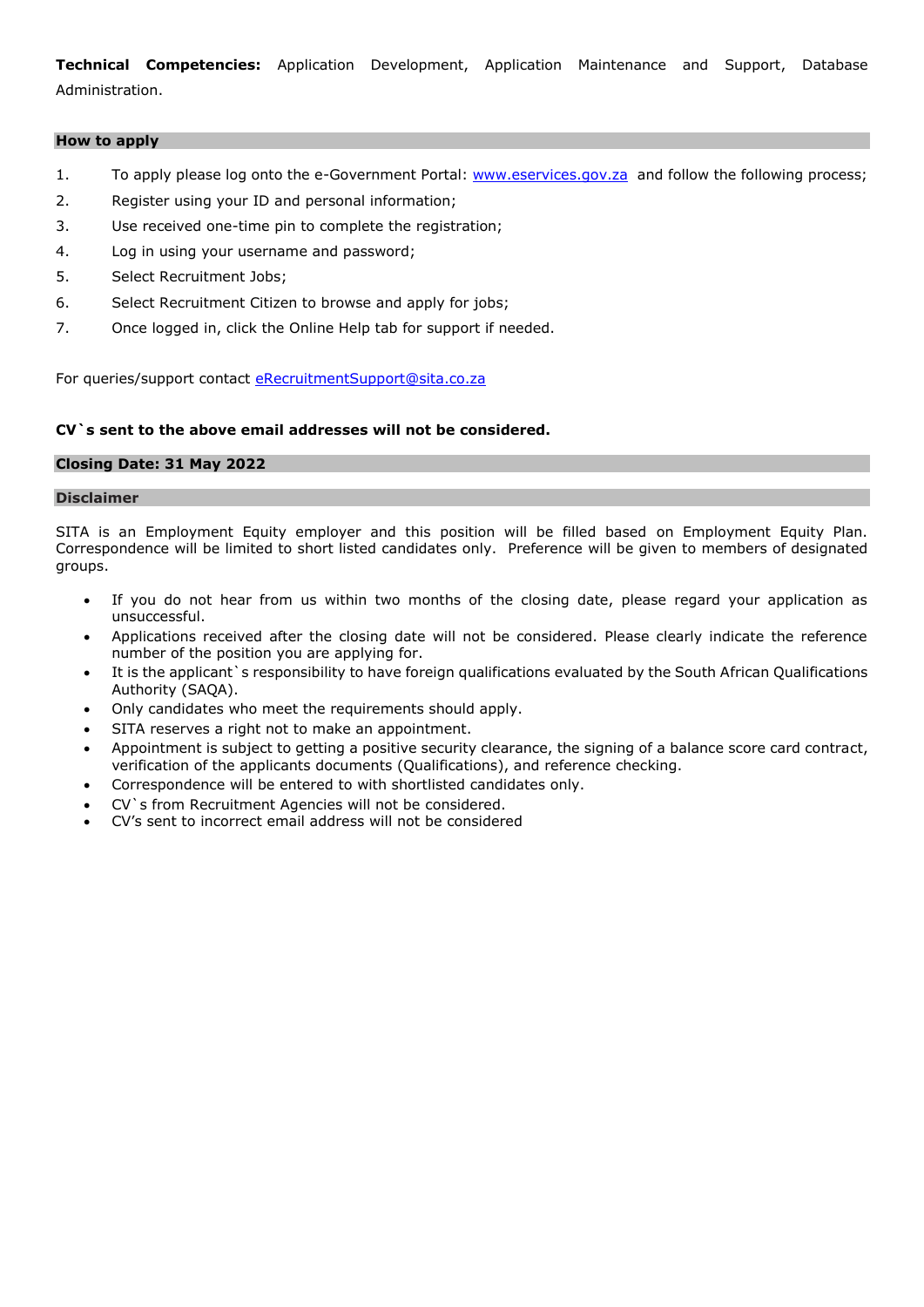**Technical Competencies:** Application Development, Application Maintenance and Support, Database Administration.

## How to apply

1. To apply please log onto the e-Government Portal: [www.eservices.gov.za](http://www.eservices.gov.za) and follow the following process;
2. Register using your ID and personal information;
3. Use received one-time pin to complete the registration;
4. Log in using your username and password;
5. Select Recruitment Jobs;
6. Select Recruitment Citizen to browse and apply for jobs;
7. Once logged in, click the Online Help tab for support if needed.

For queries/support contact [eRecruitmentSupport@sita.co.za](mailto:eRecruitmentSupport@sita.co.za)

**CV`s sent to the above email addresses will not be considered.**

## Closing Date: 31 May 2022

## Disclaimer

SITA is an Employment Equity employer and this position will be filled based on Employment Equity Plan. Correspondence will be limited to short listed candidates only. Preference will be given to members of designated groups.

- If you do not hear from us within two months of the closing date, please regard your application as unsuccessful.
- Applications received after the closing date will not be considered. Please clearly indicate the reference number of the position you are applying for.
- It is the applicant`s responsibility to have foreign qualifications evaluated by the South African Qualifications Authority (SAQA).
- Only candidates who meet the requirements should apply.
- SITA reserves a right not to make an appointment.
- Appointment is subject to getting a positive security clearance, the signing of a balance score card contract, verification of the applicants documents (Qualifications), and reference checking.
- Correspondence will be entered to with shortlisted candidates only.
- CV`s from Recruitment Agencies will not be considered.
- CV's sent to incorrect email address will not be considered